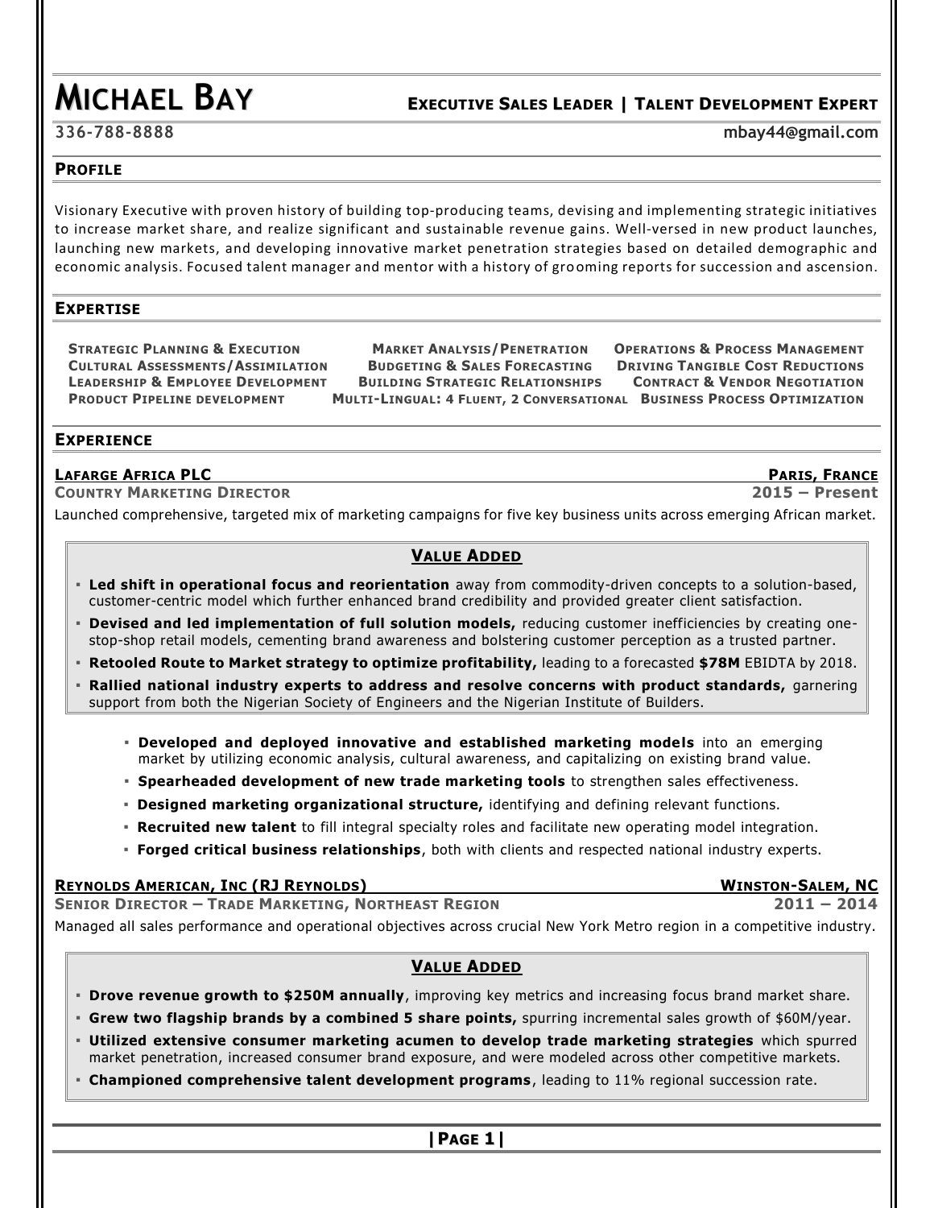# Michael Bay

**Executive Sales Leader | Talent Development Expert**

336-788-8888 | mbay44@gmail.com

## Profile

Visionary Executive with proven history of building top-producing teams, devising and implementing strategic initiatives to increase market share, and realize significant and sustainable revenue gains. Well-versed in new product launches, launching new markets, and developing innovative market penetration strategies based on detailed demographic and economic analysis. Focused talent manager and mentor with a history of grooming reports for succession and ascension.

## Expertise

- **Strategic Planning & Execution**
- **Cultural Assessments/Assimilation**
- **Leadership & Employee Development**
- **Product Pipeline development**
- **Market Analysis/Penetration**
- **Budgeting & Sales Forecasting**
- **Building Strategic Relationships**
- **Multi-Lingual: 4 Fluent, 2 Conversational**
- **Operations & Process Management**
- **Driving Tangible Cost Reductions**
- **Contract & Vendor Negotiation**
- **Business Process Optimization**

## Experience

### Lafarge Africa PLC — Paris, France

**Country Marketing Director** — 2015 – Present

Launched comprehensive, targeted mix of marketing campaigns for five key business units across emerging African market.

**Value Added**

- **Led shift in operational focus and reorientation** away from commodity-driven concepts to a solution-based, customer-centric model which further enhanced brand credibility and provided greater client satisfaction.
- **Devised and led implementation of full solution models,** reducing customer inefficiencies by creating one-stop-shop retail models, cementing brand awareness and bolstering customer perception as a trusted partner.
- **Retooled Route to Market strategy to optimize profitability,** leading to a forecasted **$78M** EBIDTA by 2018.
- **Rallied national industry experts to address and resolve concerns with product standards,** garnering support from both the Nigerian Society of Engineers and the Nigerian Institute of Builders.

- **Developed and deployed innovative and established marketing models** into an emerging market by utilizing economic analysis, cultural awareness, and capitalizing on existing brand value.
- **Spearheaded development of new trade marketing tools** to strengthen sales effectiveness.
- **Designed marketing organizational structure,** identifying and defining relevant functions.
- **Recruited new talent** to fill integral specialty roles and facilitate new operating model integration.
- **Forged critical business relationships**, both with clients and respected national industry experts.

### Reynolds American, Inc (RJ Reynolds) — Winston-Salem, NC

**Senior Director – Trade Marketing, Northeast Region** — 2011 – 2014

Managed all sales performance and operational objectives across crucial New York Metro region in a competitive industry.

**Value Added**

- **Drove revenue growth to $250M annually**, improving key metrics and increasing focus brand market share.
- **Grew two flagship brands by a combined 5 share points,** spurring incremental sales growth of $60M/year.
- **Utilized extensive consumer marketing acumen to develop trade marketing strategies** which spurred market penetration, increased consumer brand exposure, and were modeled across other competitive markets.
- **Championed comprehensive talent development programs**, leading to 11% regional succession rate.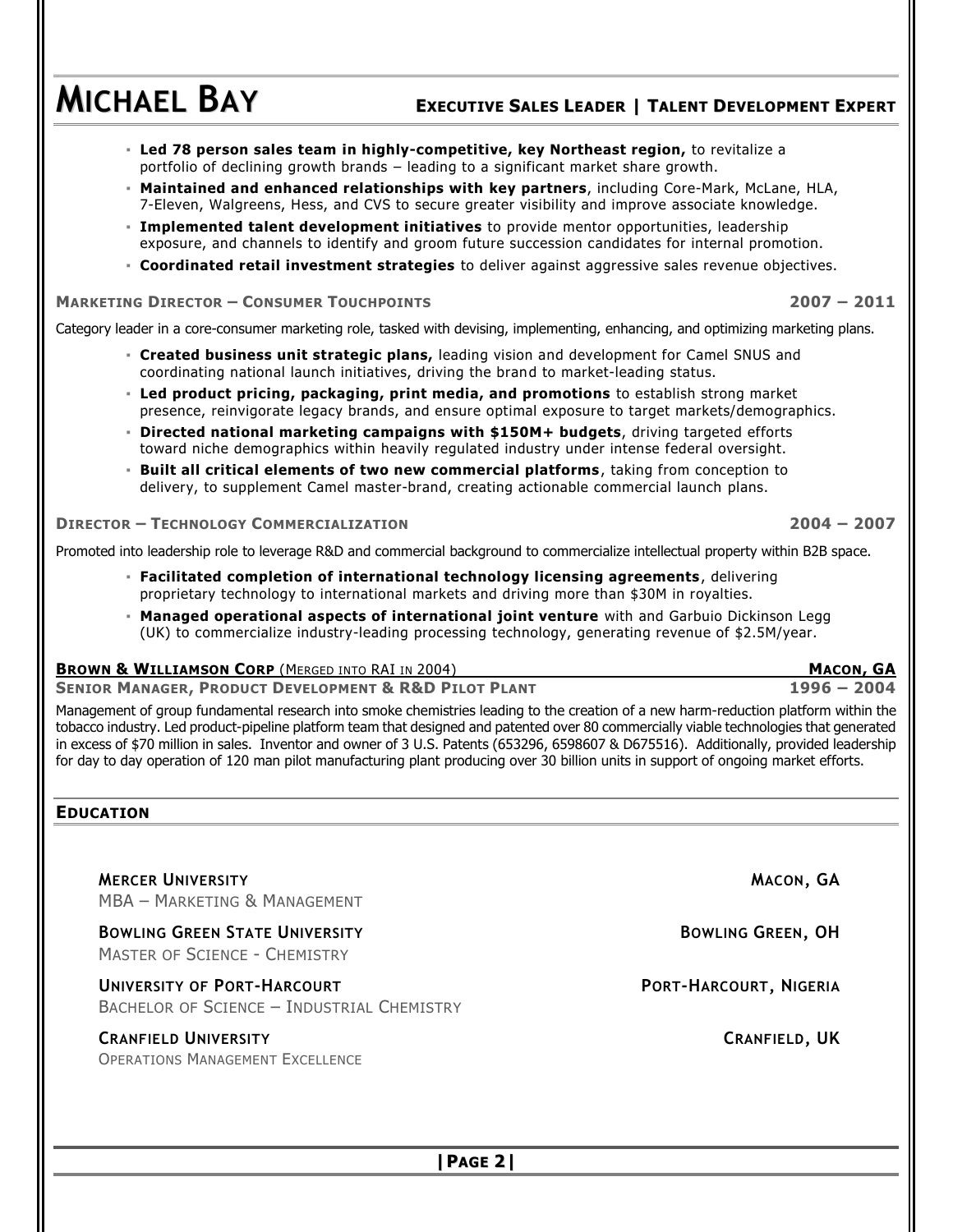- **Led 78 person sales team in highly-competitive, key Northeast region,** to revitalize a portfolio of declining growth brands – leading to a significant market share growth.
- **Maintained and enhanced relationships with key partners**, including Core-Mark, McLane, HLA, 7-Eleven, Walgreens, Hess, and CVS to secure greater visibility and improve associate knowledge.
- **Implemented talent development initiatives** to provide mentor opportunities, leadership exposure, and channels to identify and groom future succession candidates for internal promotion.
- **Coordinated retail investment strategies** to deliver against aggressive sales revenue objectives.

**MARKETING DIRECTOR – CONSUMER TOUCHPOINTS** **2007 – 2011**

Category leader in a core-consumer marketing role, tasked with devising, implementing, enhancing, and optimizing marketing plans.

- **Created business unit strategic plans,** leading vision and development for Camel SNUS and coordinating national launch initiatives, driving the brand to market-leading status.
- **Led product pricing, packaging, print media, and promotions** to establish strong market presence, reinvigorate legacy brands, and ensure optimal exposure to target markets/demographics.
- **Directed national marketing campaigns with $150M+ budgets**, driving targeted efforts toward niche demographics within heavily regulated industry under intense federal oversight.
- **Built all critical elements of two new commercial platforms**, taking from conception to delivery, to supplement Camel master-brand, creating actionable commercial launch plans.

**DIRECTOR – TECHNOLOGY COMMERCIALIZATION** **2004 – 2007**

Promoted into leadership role to leverage R&D and commercial background to commercialize intellectual property within B2B space.

- **Facilitated completion of international technology licensing agreements**, delivering proprietary technology to international markets and driving more than $30M in royalties.
- **Managed operational aspects of international joint venture** with and Garbuio Dickinson Legg (UK) to commercialize industry-leading processing technology, generating revenue of $2.5M/year.

**BROWN & WILLIAMSON CORP** (MERGED INTO RAI IN 2004) **MACON, GA**

**SENIOR MANAGER, PRODUCT DEVELOPMENT & R&D PILOT PLANT** **1996 – 2004**

Management of group fundamental research into smoke chemistries leading to the creation of a new harm-reduction platform within the tobacco industry. Led product-pipeline platform team that designed and patented over 80 commercially viable technologies that generated in excess of $70 million in sales. Inventor and owner of 3 U.S. Patents (653296, 6598607 & D675516). Additionally, provided leadership for day to day operation of 120 man pilot manufacturing plant producing over 30 billion units in support of ongoing market efforts.

## EDUCATION

**MERCER UNIVERSITY** — **MACON, GA**
MBA – MARKETING & MANAGEMENT

**BOWLING GREEN STATE UNIVERSITY** — **BOWLING GREEN, OH**
MASTER OF SCIENCE - CHEMISTRY

**UNIVERSITY OF PORT-HARCOURT** — **PORT-HARCOURT, NIGERIA**
BACHELOR OF SCIENCE – INDUSTRIAL CHEMISTRY

**CRANFIELD UNIVERSITY** — **CRANFIELD, UK**
OPERATIONS MANAGEMENT EXCELLENCE